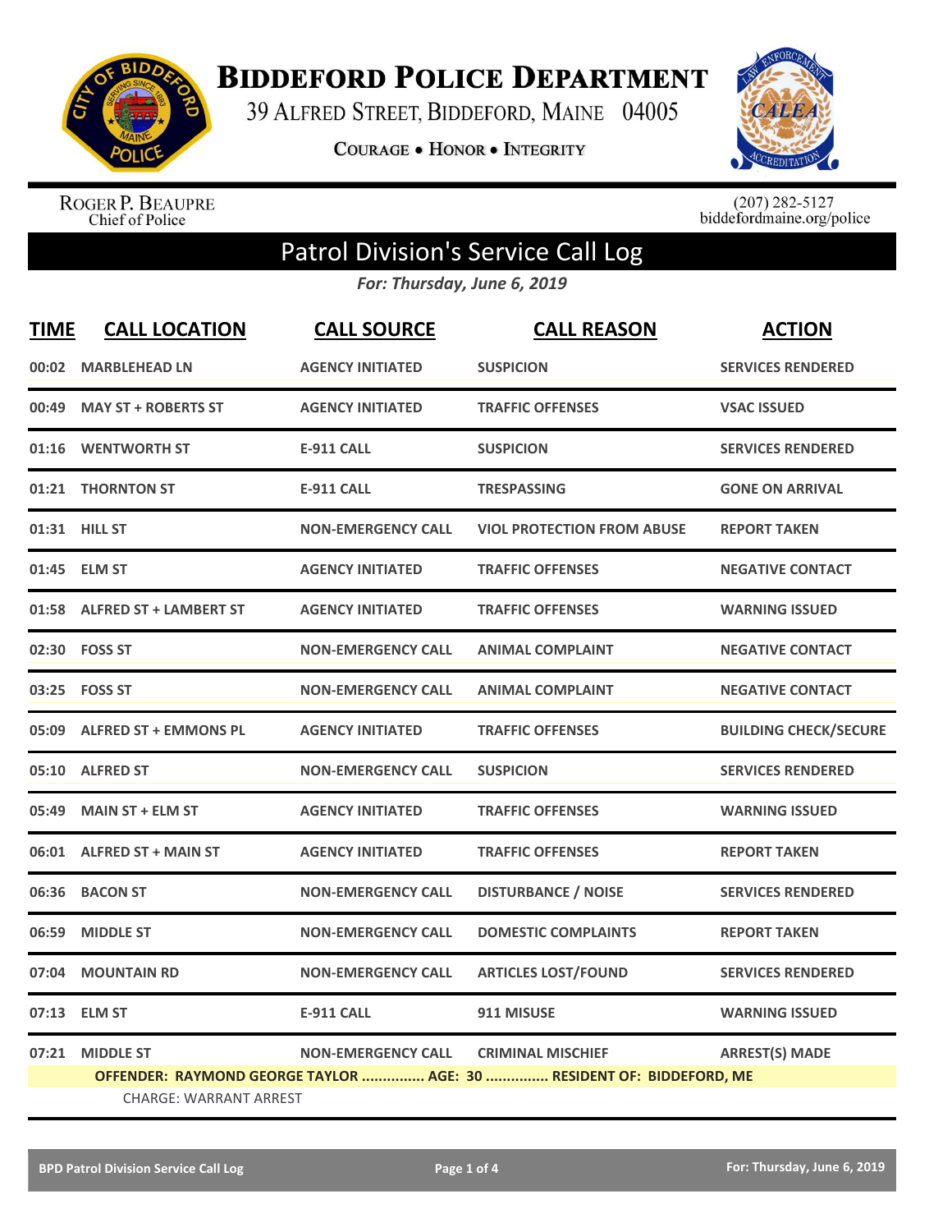# Biddeford Police Department

39 Alfred Street, Biddeford, Maine 04005

**Courage • Honor • Integrity**

Roger P. Beaupre
Chief of Police

(207) 282-5127
biddefordmaine.org/police

## Patrol Division's Service Call Log

***For: Thursday, June 6, 2019***

| TIME | CALL LOCATION | CALL SOURCE | CALL REASON | ACTION |
|---|---|---|---|---|
| 00:02 | MARBLEHEAD LN | AGENCY INITIATED | SUSPICION | SERVICES RENDERED |
| 00:49 | MAY ST + ROBERTS ST | AGENCY INITIATED | TRAFFIC OFFENSES | VSAC ISSUED |
| 01:16 | WENTWORTH ST | E-911 CALL | SUSPICION | SERVICES RENDERED |
| 01:21 | THORNTON ST | E-911 CALL | TRESPASSING | GONE ON ARRIVAL |
| 01:31 | HILL ST | NON-EMERGENCY CALL | VIOL PROTECTION FROM ABUSE | REPORT TAKEN |
| 01:45 | ELM ST | AGENCY INITIATED | TRAFFIC OFFENSES | NEGATIVE CONTACT |
| 01:58 | ALFRED ST + LAMBERT ST | AGENCY INITIATED | TRAFFIC OFFENSES | WARNING ISSUED |
| 02:30 | FOSS ST | NON-EMERGENCY CALL | ANIMAL COMPLAINT | NEGATIVE CONTACT |
| 03:25 | FOSS ST | NON-EMERGENCY CALL | ANIMAL COMPLAINT | NEGATIVE CONTACT |
| 05:09 | ALFRED ST + EMMONS PL | AGENCY INITIATED | TRAFFIC OFFENSES | BUILDING CHECK/SECURE |
| 05:10 | ALFRED ST | NON-EMERGENCY CALL | SUSPICION | SERVICES RENDERED |
| 05:49 | MAIN ST + ELM ST | AGENCY INITIATED | TRAFFIC OFFENSES | WARNING ISSUED |
| 06:01 | ALFRED ST + MAIN ST | AGENCY INITIATED | TRAFFIC OFFENSES | REPORT TAKEN |
| 06:36 | BACON ST | NON-EMERGENCY CALL | DISTURBANCE / NOISE | SERVICES RENDERED |
| 06:59 | MIDDLE ST | NON-EMERGENCY CALL | DOMESTIC COMPLAINTS | REPORT TAKEN |
| 07:04 | MOUNTAIN RD | NON-EMERGENCY CALL | ARTICLES LOST/FOUND | SERVICES RENDERED |
| 07:13 | ELM ST | E-911 CALL | 911 MISUSE | WARNING ISSUED |
| 07:21 | MIDDLE ST | NON-EMERGENCY CALL | CRIMINAL MISCHIEF | ARREST(S) MADE |

**OFFENDER: RAYMOND GEORGE TAYLOR ............... AGE: 30 ............... RESIDENT OF: BIDDEFORD, ME**

CHARGE: WARRANT ARREST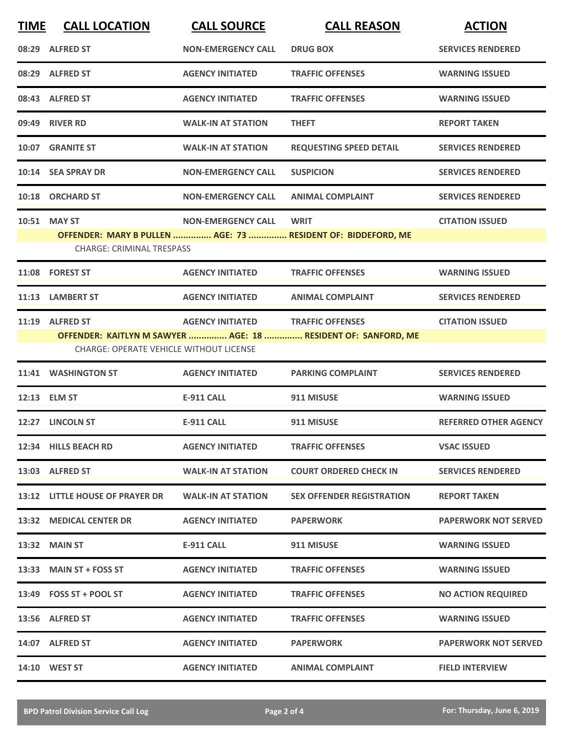| TIME | CALL LOCATION | CALL SOURCE | CALL REASON | ACTION |
|---|---|---|---|---|
| 08:29 | ALFRED ST | NON-EMERGENCY CALL | DRUG BOX | SERVICES RENDERED |
| 08:29 | ALFRED ST | AGENCY INITIATED | TRAFFIC OFFENSES | WARNING ISSUED |
| 08:43 | ALFRED ST | AGENCY INITIATED | TRAFFIC OFFENSES | WARNING ISSUED |
| 09:49 | RIVER RD | WALK-IN AT STATION | THEFT | REPORT TAKEN |
| 10:07 | GRANITE ST | WALK-IN AT STATION | REQUESTING SPEED DETAIL | SERVICES RENDERED |
| 10:14 | SEA SPRAY DR | NON-EMERGENCY CALL | SUSPICION | SERVICES RENDERED |
| 10:18 | ORCHARD ST | NON-EMERGENCY CALL | ANIMAL COMPLAINT | SERVICES RENDERED |
| 10:51 | MAY ST | NON-EMERGENCY CALL | WRIT | CITATION ISSUED |
| | OFFENDER: MARY B PULLEN ............... AGE: 73 ............... RESIDENT OF: BIDDEFORD, ME | | | |
| | CHARGE: CRIMINAL TRESPASS | | | |
| 11:08 | FOREST ST | AGENCY INITIATED | TRAFFIC OFFENSES | WARNING ISSUED |
| 11:13 | LAMBERT ST | AGENCY INITIATED | ANIMAL COMPLAINT | SERVICES RENDERED |
| 11:19 | ALFRED ST | AGENCY INITIATED | TRAFFIC OFFENSES | CITATION ISSUED |
| | OFFENDER: KAITLYN M SAWYER ............... AGE: 18 ............... RESIDENT OF: SANFORD, ME | | | |
| | CHARGE: OPERATE VEHICLE WITHOUT LICENSE | | | |
| 11:41 | WASHINGTON ST | AGENCY INITIATED | PARKING COMPLAINT | SERVICES RENDERED |
| 12:13 | ELM ST | E-911 CALL | 911 MISUSE | WARNING ISSUED |
| 12:27 | LINCOLN ST | E-911 CALL | 911 MISUSE | REFERRED OTHER AGENCY |
| 12:34 | HILLS BEACH RD | AGENCY INITIATED | TRAFFIC OFFENSES | VSAC ISSUED |
| 13:03 | ALFRED ST | WALK-IN AT STATION | COURT ORDERED CHECK IN | SERVICES RENDERED |
| 13:12 | LITTLE HOUSE OF PRAYER DR | WALK-IN AT STATION | SEX OFFENDER REGISTRATION | REPORT TAKEN |
| 13:32 | MEDICAL CENTER DR | AGENCY INITIATED | PAPERWORK | PAPERWORK NOT SERVED |
| 13:32 | MAIN ST | E-911 CALL | 911 MISUSE | WARNING ISSUED |
| 13:33 | MAIN ST + FOSS ST | AGENCY INITIATED | TRAFFIC OFFENSES | WARNING ISSUED |
| 13:49 | FOSS ST + POOL ST | AGENCY INITIATED | TRAFFIC OFFENSES | NO ACTION REQUIRED |
| 13:56 | ALFRED ST | AGENCY INITIATED | TRAFFIC OFFENSES | WARNING ISSUED |
| 14:07 | ALFRED ST | AGENCY INITIATED | PAPERWORK | PAPERWORK NOT SERVED |
| 14:10 | WEST ST | AGENCY INITIATED | ANIMAL COMPLAINT | FIELD INTERVIEW |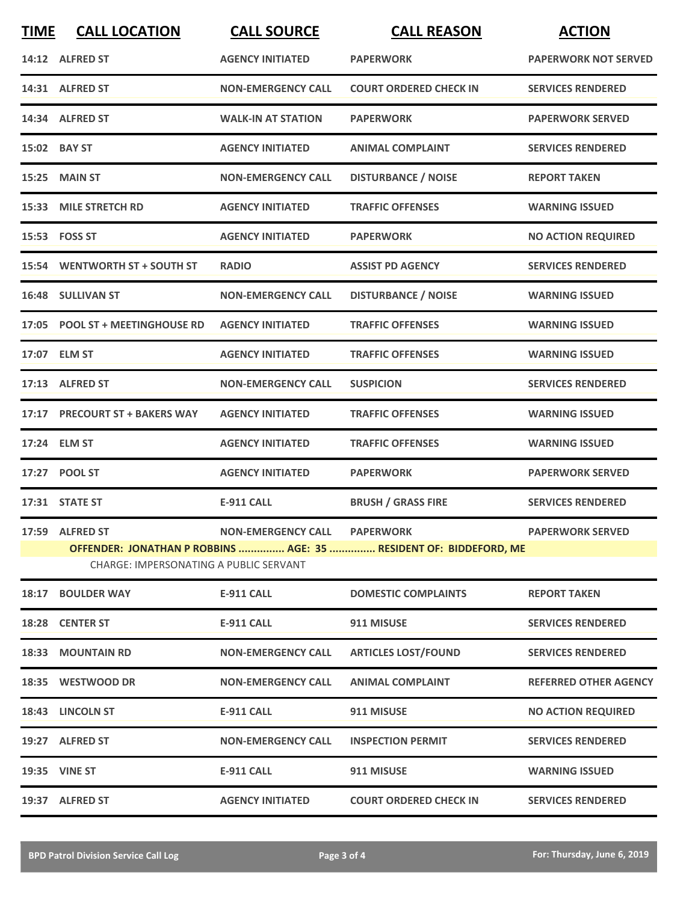| TIME | CALL LOCATION | CALL SOURCE | CALL REASON | ACTION |
| --- | --- | --- | --- | --- |
| 14:12 | ALFRED ST | AGENCY INITIATED | PAPERWORK | PAPERWORK NOT SERVED |
| 14:31 | ALFRED ST | NON-EMERGENCY CALL | COURT ORDERED CHECK IN | SERVICES RENDERED |
| 14:34 | ALFRED ST | WALK-IN AT STATION | PAPERWORK | PAPERWORK SERVED |
| 15:02 | BAY ST | AGENCY INITIATED | ANIMAL COMPLAINT | SERVICES RENDERED |
| 15:25 | MAIN ST | NON-EMERGENCY CALL | DISTURBANCE / NOISE | REPORT TAKEN |
| 15:33 | MILE STRETCH RD | AGENCY INITIATED | TRAFFIC OFFENSES | WARNING ISSUED |
| 15:53 | FOSS ST | AGENCY INITIATED | PAPERWORK | NO ACTION REQUIRED |
| 15:54 | WENTWORTH ST + SOUTH ST | RADIO | ASSIST PD AGENCY | SERVICES RENDERED |
| 16:48 | SULLIVAN ST | NON-EMERGENCY CALL | DISTURBANCE / NOISE | WARNING ISSUED |
| 17:05 | POOL ST + MEETINGHOUSE RD | AGENCY INITIATED | TRAFFIC OFFENSES | WARNING ISSUED |
| 17:07 | ELM ST | AGENCY INITIATED | TRAFFIC OFFENSES | WARNING ISSUED |
| 17:13 | ALFRED ST | NON-EMERGENCY CALL | SUSPICION | SERVICES RENDERED |
| 17:17 | PRECOURT ST + BAKERS WAY | AGENCY INITIATED | TRAFFIC OFFENSES | WARNING ISSUED |
| 17:24 | ELM ST | AGENCY INITIATED | TRAFFIC OFFENSES | WARNING ISSUED |
| 17:27 | POOL ST | AGENCY INITIATED | PAPERWORK | PAPERWORK SERVED |
| 17:31 | STATE ST | E-911 CALL | BRUSH / GRASS FIRE | SERVICES RENDERED |
| 17:59 | ALFRED ST | NON-EMERGENCY CALL | PAPERWORK | PAPERWORK SERVED |
| | **OFFENDER: JONATHAN P ROBBINS ............... AGE: 35 ............... RESIDENT OF: BIDDEFORD, ME** | | | |
| | CHARGE: IMPERSONATING A PUBLIC SERVANT | | | |
| 18:17 | BOULDER WAY | E-911 CALL | DOMESTIC COMPLAINTS | REPORT TAKEN |
| 18:28 | CENTER ST | E-911 CALL | 911 MISUSE | SERVICES RENDERED |
| 18:33 | MOUNTAIN RD | NON-EMERGENCY CALL | ARTICLES LOST/FOUND | SERVICES RENDERED |
| 18:35 | WESTWOOD DR | NON-EMERGENCY CALL | ANIMAL COMPLAINT | REFERRED OTHER AGENCY |
| 18:43 | LINCOLN ST | E-911 CALL | 911 MISUSE | NO ACTION REQUIRED |
| 19:27 | ALFRED ST | NON-EMERGENCY CALL | INSPECTION PERMIT | SERVICES RENDERED |
| 19:35 | VINE ST | E-911 CALL | 911 MISUSE | WARNING ISSUED |
| 19:37 | ALFRED ST | AGENCY INITIATED | COURT ORDERED CHECK IN | SERVICES RENDERED |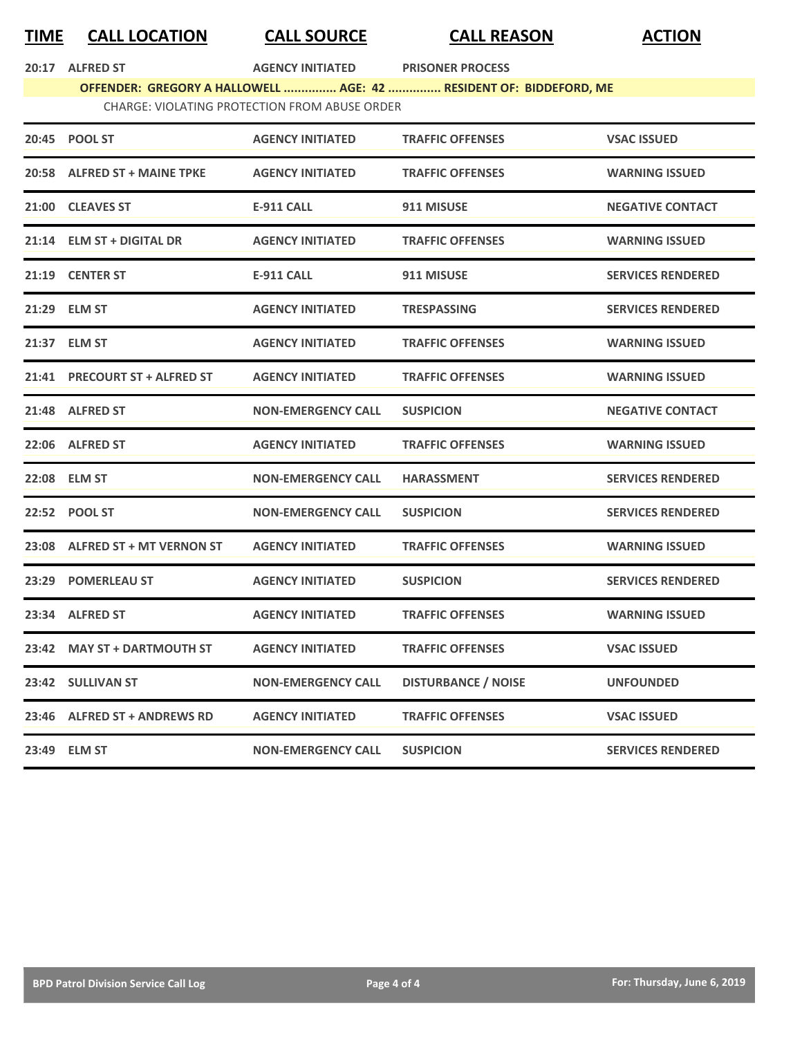| TIME | CALL LOCATION | CALL SOURCE | CALL REASON | ACTION |
|---|---|---|---|---|
| 20:17 | ALFRED ST | AGENCY INITIATED | PRISONER PROCESS | |
| OFFENDER: GREGORY A HALLOWELL ............... AGE: 42 ............... RESIDENT OF: BIDDEFORD, ME | | | | |
| CHARGE: VIOLATING PROTECTION FROM ABUSE ORDER | | | | |
| 20:45 | POOL ST | AGENCY INITIATED | TRAFFIC OFFENSES | VSAC ISSUED |
| 20:58 | ALFRED ST + MAINE TPKE | AGENCY INITIATED | TRAFFIC OFFENSES | WARNING ISSUED |
| 21:00 | CLEAVES ST | E-911 CALL | 911 MISUSE | NEGATIVE CONTACT |
| 21:14 | ELM ST + DIGITAL DR | AGENCY INITIATED | TRAFFIC OFFENSES | WARNING ISSUED |
| 21:19 | CENTER ST | E-911 CALL | 911 MISUSE | SERVICES RENDERED |
| 21:29 | ELM ST | AGENCY INITIATED | TRESPASSING | SERVICES RENDERED |
| 21:37 | ELM ST | AGENCY INITIATED | TRAFFIC OFFENSES | WARNING ISSUED |
| 21:41 | PRECOURT ST + ALFRED ST | AGENCY INITIATED | TRAFFIC OFFENSES | WARNING ISSUED |
| 21:48 | ALFRED ST | NON-EMERGENCY CALL | SUSPICION | NEGATIVE CONTACT |
| 22:06 | ALFRED ST | AGENCY INITIATED | TRAFFIC OFFENSES | WARNING ISSUED |
| 22:08 | ELM ST | NON-EMERGENCY CALL | HARASSMENT | SERVICES RENDERED |
| 22:52 | POOL ST | NON-EMERGENCY CALL | SUSPICION | SERVICES RENDERED |
| 23:08 | ALFRED ST + MT VERNON ST | AGENCY INITIATED | TRAFFIC OFFENSES | WARNING ISSUED |
| 23:29 | POMERLEAU ST | AGENCY INITIATED | SUSPICION | SERVICES RENDERED |
| 23:34 | ALFRED ST | AGENCY INITIATED | TRAFFIC OFFENSES | WARNING ISSUED |
| 23:42 | MAY ST + DARTMOUTH ST | AGENCY INITIATED | TRAFFIC OFFENSES | VSAC ISSUED |
| 23:42 | SULLIVAN ST | NON-EMERGENCY CALL | DISTURBANCE / NOISE | UNFOUNDED |
| 23:46 | ALFRED ST + ANDREWS RD | AGENCY INITIATED | TRAFFIC OFFENSES | VSAC ISSUED |
| 23:49 | ELM ST | NON-EMERGENCY CALL | SUSPICION | SERVICES RENDERED |